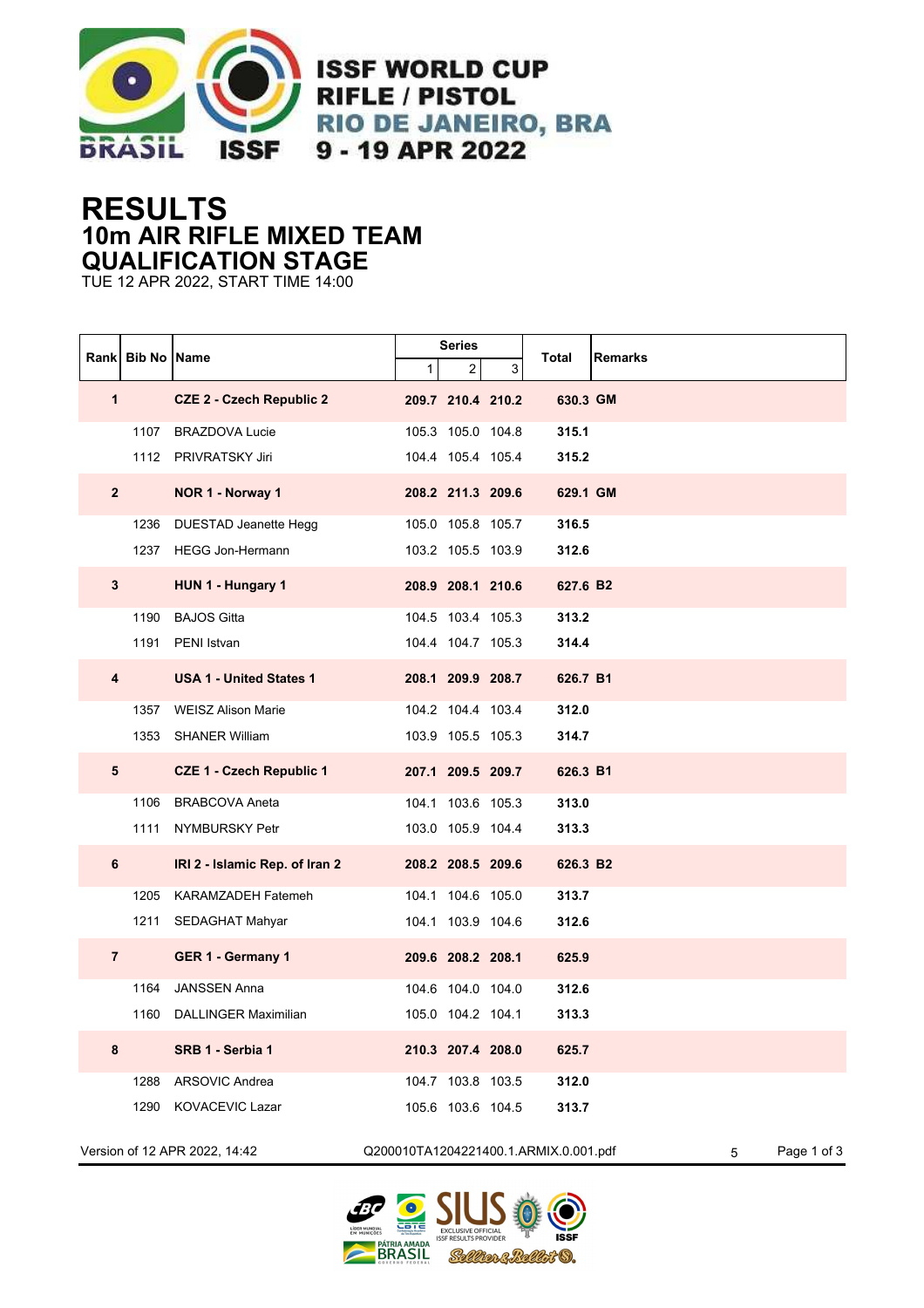ISSF WORLD CUP
RIFLE / PISTOL
RIO DE JANEIRO, BRA
9 - 19 APR 2022

# RESULTS
## 10m AIR RIFLE MIXED TEAM
## QUALIFICATION STAGE
TUE 12 APR 2022, START TIME 14:00

| Rank | Bib No | Name | Series 1 | Series 2 | Series 3 | Total | Remarks |
|---|---|---|---|---|---|---|---|
| **1** | | **CZE 2 - Czech Republic 2** | **209.7** | **210.4** | **210.2** | **630.3** | **GM** |
| | 1107 | BRAZDOVA Lucie | 105.3 | 105.0 | 104.8 | **315.1** | |
| | 1112 | PRIVRATSKY Jiri | 104.4 | 105.4 | 105.4 | **315.2** | |
| **2** | | **NOR 1 - Norway 1** | **208.2** | **211.3** | **209.6** | **629.1** | **GM** |
| | 1236 | DUESTAD Jeanette Hegg | 105.0 | 105.8 | 105.7 | **316.5** | |
| | 1237 | HEGG Jon-Hermann | 103.2 | 105.5 | 103.9 | **312.6** | |
| **3** | | **HUN 1 - Hungary 1** | **208.9** | **208.1** | **210.6** | **627.6** | **B2** |
| | 1190 | BAJOS Gitta | 104.5 | 103.4 | 105.3 | **313.2** | |
| | 1191 | PENI Istvan | 104.4 | 104.7 | 105.3 | **314.4** | |
| **4** | | **USA 1 - United States 1** | **208.1** | **209.9** | **208.7** | **626.7** | **B1** |
| | 1357 | WEISZ Alison Marie | 104.2 | 104.4 | 103.4 | **312.0** | |
| | 1353 | SHANER William | 103.9 | 105.5 | 105.3 | **314.7** | |
| **5** | | **CZE 1 - Czech Republic 1** | **207.1** | **209.5** | **209.7** | **626.3** | **B1** |
| | 1106 | BRABCOVA Aneta | 104.1 | 103.6 | 105.3 | **313.0** | |
| | 1111 | NYMBURSKY Petr | 103.0 | 105.9 | 104.4 | **313.3** | |
| **6** | | **IRI 2 - Islamic Rep. of Iran 2** | **208.2** | **208.5** | **209.6** | **626.3** | **B2** |
| | 1205 | KARAMZADEH Fatemeh | 104.1 | 104.6 | 105.0 | **313.7** | |
| | 1211 | SEDAGHAT Mahyar | 104.1 | 103.9 | 104.6 | **312.6** | |
| **7** | | **GER 1 - Germany 1** | **209.6** | **208.2** | **208.1** | **625.9** | |
| | 1164 | JANSSEN Anna | 104.6 | 104.0 | 104.0 | **312.6** | |
| | 1160 | DALLINGER Maximilian | 105.0 | 104.2 | 104.1 | **313.3** | |
| **8** | | **SRB 1 - Serbia 1** | **210.3** | **207.4** | **208.0** | **625.7** | |
| | 1288 | ARSOVIC Andrea | 104.7 | 103.8 | 103.5 | **312.0** | |
| | 1290 | KOVACEVIC Lazar | 105.6 | 103.6 | 104.5 | **313.7** | |

Version of 12 APR 2022, 14:42 Q200010TA1204221400.1.ARMIX.0.001.pdf 5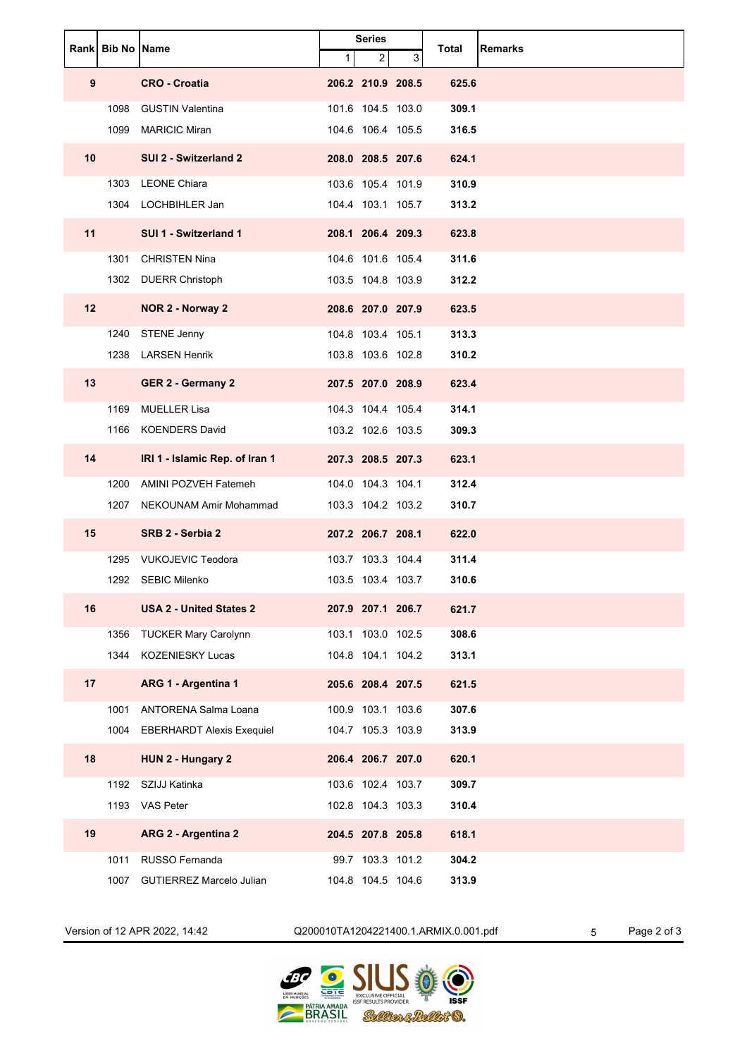| Rank | Bib No | Name | Series | | | Total | Remarks |
|---|---|---|---|---|---|---|---|
| | | | 1 | 2 | 3 | | |
| **9** | | **CRO - Croatia** | **206.2** | **210.9** | **208.5** | **625.6** | |
| | 1098 | GUSTIN Valentina | 101.6 | 104.5 | 103.0 | **309.1** | |
| | 1099 | MARICIC Miran | 104.6 | 106.4 | 105.5 | **316.5** | |
| **10** | | **SUI 2 - Switzerland 2** | **208.0** | **208.5** | **207.6** | **624.1** | |
| | 1303 | LEONE Chiara | 103.6 | 105.4 | 101.9 | **310.9** | |
| | 1304 | LOCHBIHLER Jan | 104.4 | 103.1 | 105.7 | **313.2** | |
| **11** | | **SUI 1 - Switzerland 1** | **208.1** | **206.4** | **209.3** | **623.8** | |
| | 1301 | CHRISTEN Nina | 104.6 | 101.6 | 105.4 | **311.6** | |
| | 1302 | DUERR Christoph | 103.5 | 104.8 | 103.9 | **312.2** | |
| **12** | | **NOR 2 - Norway 2** | **208.6** | **207.0** | **207.9** | **623.5** | |
| | 1240 | STENE Jenny | 104.8 | 103.4 | 105.1 | **313.3** | |
| | 1238 | LARSEN Henrik | 103.8 | 103.6 | 102.8 | **310.2** | |
| **13** | | **GER 2 - Germany 2** | **207.5** | **207.0** | **208.9** | **623.4** | |
| | 1169 | MUELLER Lisa | 104.3 | 104.4 | 105.4 | **314.1** | |
| | 1166 | KOENDERS David | 103.2 | 102.6 | 103.5 | **309.3** | |
| **14** | | **IRI 1 - Islamic Rep. of Iran 1** | **207.3** | **208.5** | **207.3** | **623.1** | |
| | 1200 | AMINI POZVEH Fatemeh | 104.0 | 104.3 | 104.1 | **312.4** | |
| | 1207 | NEKOUNAM Amir Mohammad | 103.3 | 104.2 | 103.2 | **310.7** | |
| **15** | | **SRB 2 - Serbia 2** | **207.2** | **206.7** | **208.1** | **622.0** | |
| | 1295 | VUKOJEVIC Teodora | 103.7 | 103.3 | 104.4 | **311.4** | |
| | 1292 | SEBIC Milenko | 103.5 | 103.4 | 103.7 | **310.6** | |
| **16** | | **USA 2 - United States 2** | **207.9** | **207.1** | **206.7** | **621.7** | |
| | 1356 | TUCKER Mary Carolynn | 103.1 | 103.0 | 102.5 | **308.6** | |
| | 1344 | KOZENIESKY Lucas | 104.8 | 104.1 | 104.2 | **313.1** | |
| **17** | | **ARG 1 - Argentina 1** | **205.6** | **208.4** | **207.5** | **621.5** | |
| | 1001 | ANTORENA Salma Loana | 100.9 | 103.1 | 103.6 | **307.6** | |
| | 1004 | EBERHARDT Alexis Exequiel | 104.7 | 105.3 | 103.9 | **313.9** | |
| **18** | | **HUN 2 - Hungary 2** | **206.4** | **206.7** | **207.0** | **620.1** | |
| | 1192 | SZIJJ Katinka | 103.6 | 102.4 | 103.7 | **309.7** | |
| | 1193 | VAS Peter | 102.8 | 104.3 | 103.3 | **310.4** | |
| **19** | | **ARG 2 - Argentina 2** | **204.5** | **207.8** | **205.8** | **618.1** | |
| | 1011 | RUSSO Fernanda | 99.7 | 103.3 | 101.2 | **304.2** | |
| | 1007 | GUTIERREZ Marcelo Julian | 104.8 | 104.5 | 104.6 | **313.9** | |

Version of 12 APR 2022, 14:42 Q200010TA1204221400.1.ARMIX.0.001.pdf 5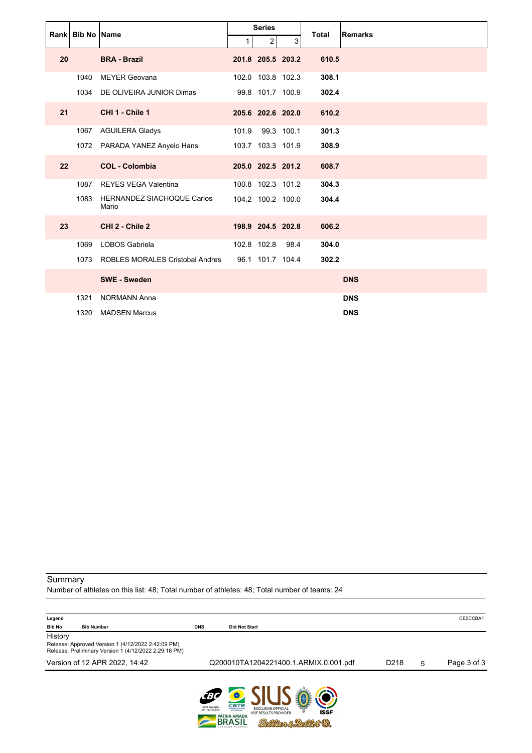| Rank | Bib No | Name | Series | | | Total | Remarks |
|---|---|---|---|---|---|---|---|
| | | | 1 | 2 | 3 | | |
| **20** | | **BRA - Brazil** | **201.8** | **205.5** | **203.2** | **610.5** | |
| | 1040 | MEYER Geovana | 102.0 | 103.8 | 102.3 | **308.1** | |
| | 1034 | DE OLIVEIRA JUNIOR Dimas | 99.8 | 101.7 | 100.9 | **302.4** | |
| **21** | | **CHI 1 - Chile 1** | **205.6** | **202.6** | **202.0** | **610.2** | |
| | 1067 | AGUILERA Gladys | 101.9 | 99.3 | 100.1 | **301.3** | |
| | 1072 | PARADA YANEZ Anyelo Hans | 103.7 | 103.3 | 101.9 | **308.9** | |
| **22** | | **COL - Colombia** | **205.0** | **202.5** | **201.2** | **608.7** | |
| | 1087 | REYES VEGA Valentina | 100.8 | 102.3 | 101.2 | **304.3** | |
| | 1083 | HERNANDEZ SIACHOQUE Carlos Mario | 104.2 | 100.2 | 100.0 | **304.4** | |
| **23** | | **CHI 2 - Chile 2** | **198.9** | **204.5** | **202.8** | **606.2** | |
| | 1069 | LOBOS Gabriela | 102.8 | 102.8 | 98.4 | **304.0** | |
| | 1073 | ROBLES MORALES Cristobal Andres | 96.1 | 101.7 | 104.4 | **302.2** | |
| | | **SWE - Sweden** | | | | | **DNS** |
| | 1321 | NORMANN Anna | | | | | **DNS** |
| | 1320 | MADSEN Marcus | | | | | **DNS** |

Summary

Number of athletes on this list: 48; Total number of athletes: 48; Total number of teams: 24

**Legend**

| Bib No | Bib Number | DNS | Did Not Start |
|---|---|---|---|

History

Release: Approved Version 1 (4/12/2022 2:42:09 PM)

Release: Preliminary Version 1 (4/12/2022 2:29:18 PM)

Version of 12 APR 2022, 14:42 Q200010TA1204221400.1.ARMIX.0.001.pdf D218 5